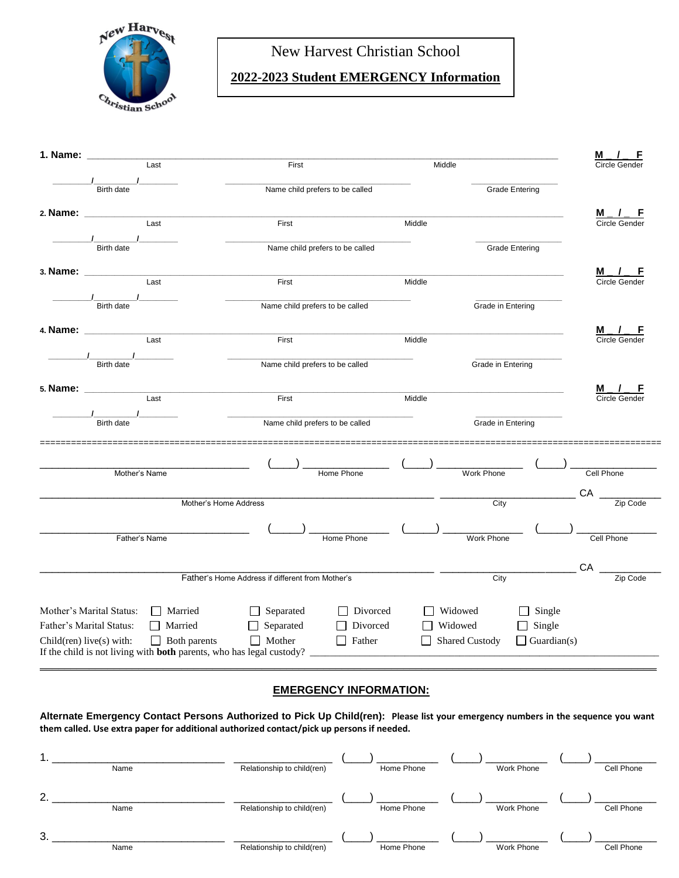# New Harvest Christian School

## 2022-2023 Student EMERGENCY Information

**1. Name:** ______________________________________________ **M _ / _ F**
Last | First | Middle | Circle Gender

____/____/____ Birth date | ______________ Name child prefers to be called | ______________ Grade Entering

**2. Name:** ______________________________________________ **M _ / _ F**
Last | First | Middle | Circle Gender

____/____/____ Birth date | ______________ Name child prefers to be called | ______________ Grade Entering

**3. Name:** ______________________________________________ **M _ / _ F**
Last | First | Middle | Circle Gender

____/____/____ Birth date | ______________ Name child prefers to be called | ______________ Grade in Entering

**4. Name:** ______________________________________________ **M _ / _ F**
Last | First | Middle | Circle Gender

____/____/____ Birth date | ______________ Name child prefers to be called | ______________ Grade in Entering

**5. Name:** ______________________________________________ **M _ / _ F**
Last | First | Middle | Circle Gender

____/____/____ Birth date | ______________ Name child prefers to be called | ______________ Grade in Entering

---

______________ Mother's Name | (____) ______ Home Phone | (____) ______ Work Phone | (____) ______ Cell Phone

______________ Mother's Home Address | ______________ City | CA ______ Zip Code

______________ Father's Name | (____) ______ Home Phone | (____) ______ Work Phone | (____) ______ Cell Phone

______________ Father's Home Address if different from Mother's | ______________ City | CA ______ Zip Code

Mother's Marital Status: ☐ Married ☐ Separated ☐ Divorced ☐ Widowed ☐ Single

Father's Marital Status: ☐ Married ☐ Separated ☐ Divorced ☐ Widowed ☐ Single

Child(ren) live(s) with: ☐ Both parents ☐ Mother ☐ Father ☐ Shared Custody ☐ Guardian(s)

If the child is not living with **both** parents, who has legal custody? ______________________________

---

## EMERGENCY INFORMATION:

**Alternate Emergency Contact Persons Authorized to Pick Up Child(ren): Please list your emergency numbers in the sequence you want them called. Use extra paper for additional authorized contact/pick up persons if needed.**

| | Name | Relationship to child(ren) | Home Phone | Work Phone | Cell Phone |
|---|---|---|---|---|---|
| 1. | ______________ | ______________ | (____) ______ | (____) ______ | (____) ______ |
| 2. | ______________ | ______________ | (____) ______ | (____) ______ | (____) ______ |
| 3. | ______________ | ______________ | (____) ______ | (____) ______ | (____) ______ |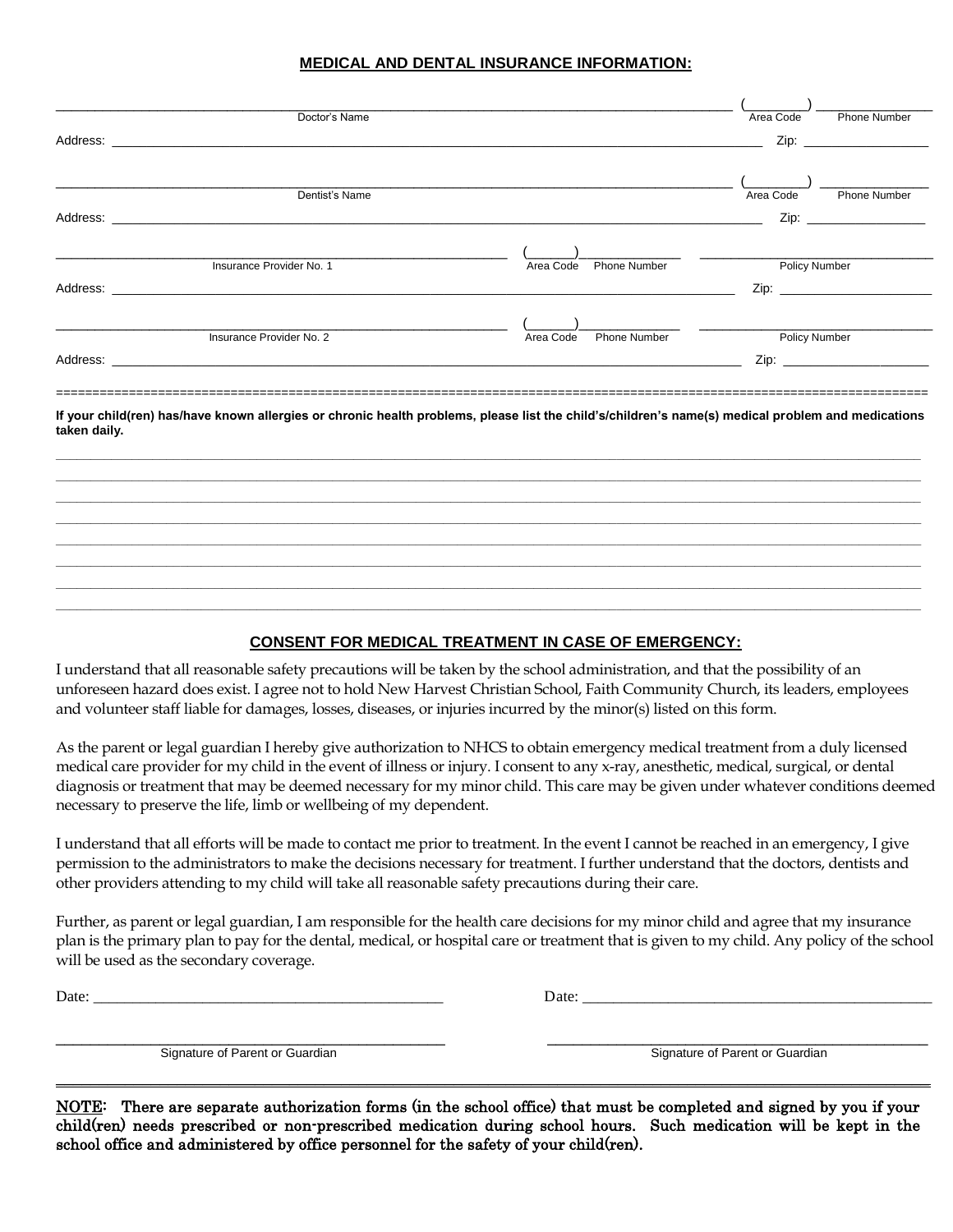## MEDICAL AND DENTAL INSURANCE INFORMATION:

_______________________________________________ (________) _______________
Doctor's Name — Area Code — Phone Number

Address: _______________________________________________ Zip: _______________

_______________________________________________ (________) _______________
Dentist's Name — Area Code — Phone Number

Address: _______________________________________________ Zip: _______________

_______________________________________ (______)____________ _______________________
Insurance Provider No. 1 — Area Code — Phone Number — Policy Number

Address: _______________________________________________ Zip: _______________

_______________________________________ (______)____________ _______________________
Insurance Provider No. 2 — Area Code — Phone Number — Policy Number

Address: _______________________________________________ Zip: _______________

===============================================================================

**If your child(ren) has/have known allergies or chronic health problems, please list the child's/children's name(s) medical problem and medications taken daily.**

_______________________________________________________________________________

_______________________________________________________________________________

_______________________________________________________________________________

_______________________________________________________________________________

_______________________________________________________________________________

_______________________________________________________________________________

_______________________________________________________________________________

_______________________________________________________________________________

## CONSENT FOR MEDICAL TREATMENT IN CASE OF EMERGENCY:

I understand that all reasonable safety precautions will be taken by the school administration, and that the possibility of an unforeseen hazard does exist. I agree not to hold New Harvest Christian School, Faith Community Church, its leaders, employees and volunteer staff liable for damages, losses, diseases, or injuries incurred by the minor(s) listed on this form.

As the parent or legal guardian I hereby give authorization to NHCS to obtain emergency medical treatment from a duly licensed medical care provider for my child in the event of illness or injury. I consent to any x-ray, anesthetic, medical, surgical, or dental diagnosis or treatment that may be deemed necessary for my minor child. This care may be given under whatever conditions deemed necessary to preserve the life, limb or wellbeing of my dependent.

I understand that all efforts will be made to contact me prior to treatment. In the event I cannot be reached in an emergency, I give permission to the administrators to make the decisions necessary for treatment. I further understand that the doctors, dentists and other providers attending to my child will take all reasonable safety precautions during their care.

Further, as parent or legal guardian, I am responsible for the health care decisions for my minor child and agree that my insurance plan is the primary plan to pay for the dental, medical, or hospital care or treatment that is given to my child. Any policy of the school will be used as the secondary coverage.

Date: ______________________________ Date: ______________________________

______________________________ ______________________________
Signature of Parent or Guardian — Signature of Parent or Guardian

**NOTE: There are separate authorization forms (in the school office) that must be completed and signed by you if your child(ren) needs prescribed or non-prescribed medication during school hours. Such medication will be kept in the school office and administered by office personnel for the safety of your child(ren).**